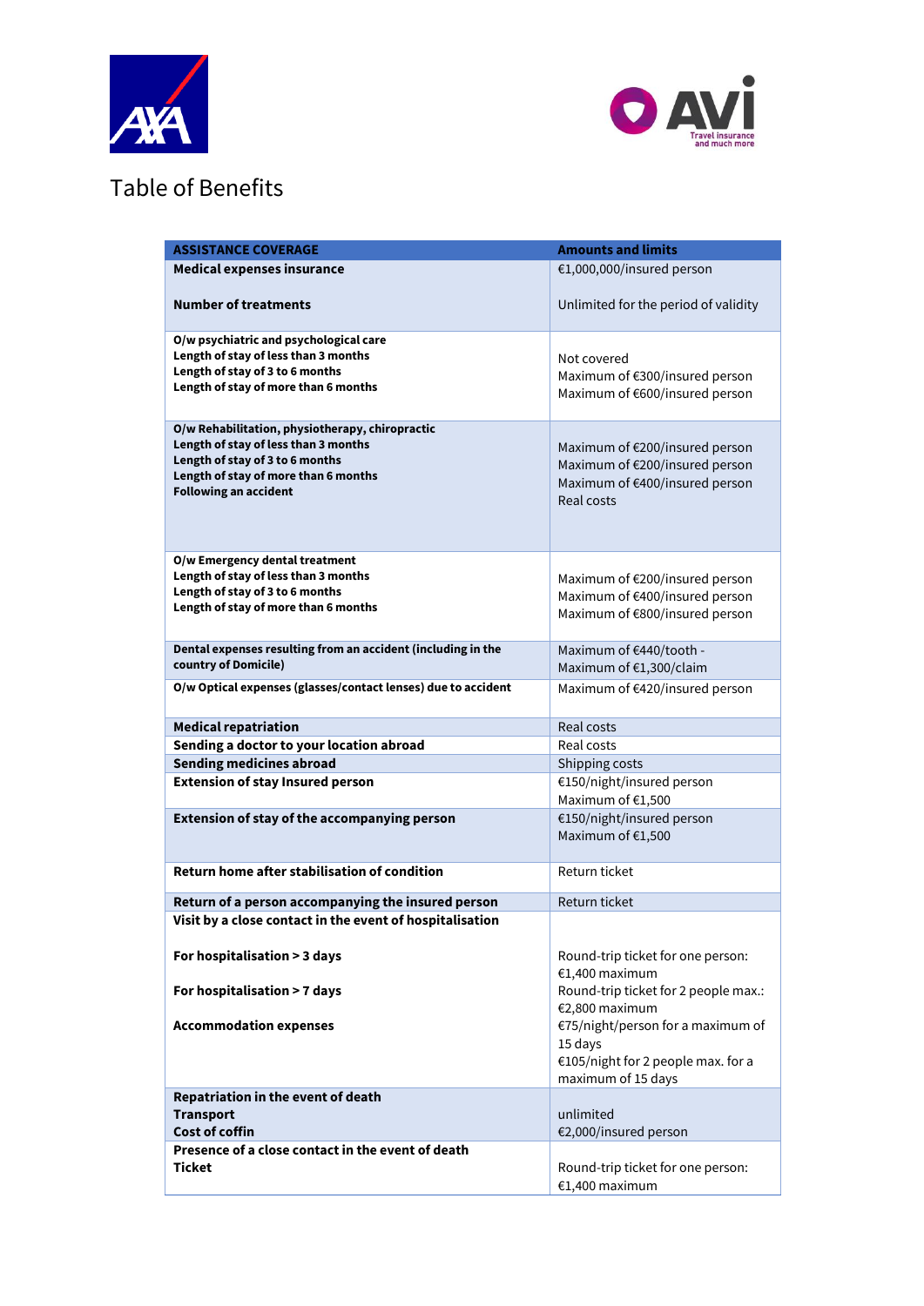# Table of Benefits

| ASSISTANCE COVERAGE | Amounts and limits |
|---|---|
| **Medical expenses insurance**<br><br>**Number of treatments** | €1,000,000/insured person<br><br>Unlimited for the period of validity |
| **O/w psychiatric and psychological care**<br>**Length of stay of less than 3 months**<br>**Length of stay of 3 to 6 months**<br>**Length of stay of more than 6 months** | Not covered<br>Maximum of €300/insured person<br>Maximum of €600/insured person |
| **O/w Rehabilitation, physiotherapy, chiropractic**<br>**Length of stay of less than 3 months**<br>**Length of stay of 3 to 6 months**<br>**Length of stay of more than 6 months**<br>**Following an accident** | Maximum of €200/insured person<br>Maximum of €200/insured person<br>Maximum of €400/insured person<br>Real costs |
| **O/w Emergency dental treatment**<br>**Length of stay of less than 3 months**<br>**Length of stay of 3 to 6 months**<br>**Length of stay of more than 6 months** | Maximum of €200/insured person<br>Maximum of €400/insured person<br>Maximum of €800/insured person |
| **Dental expenses resulting from an accident (including in the country of Domicile)** | Maximum of €440/tooth -<br>Maximum of €1,300/claim |
| **O/w Optical expenses (glasses/contact lenses) due to accident** | Maximum of €420/insured person |
| **Medical repatriation** | Real costs |
| **Sending a doctor to your location abroad** | Real costs |
| **Sending medicines abroad** | Shipping costs |
| **Extension of stay Insured person** | €150/night/insured person<br>Maximum of €1,500 |
| **Extension of stay of the accompanying person** | €150/night/insured person<br>Maximum of €1,500 |
| **Return home after stabilisation of condition** | Return ticket |
| **Return of a person accompanying the insured person** | Return ticket |
| **Visit by a close contact in the event of hospitalisation**<br><br>**For hospitalisation > 3 days**<br><br>**For hospitalisation > 7 days**<br><br>**Accommodation expenses** | Round-trip ticket for one person: €1,400 maximum<br>Round-trip ticket for 2 people max.: €2,800 maximum<br>€75/night/person for a maximum of 15 days<br>€105/night for 2 people max. for a maximum of 15 days |
| **Repatriation in the event of death**<br>**Transport**<br>**Cost of coffin** | unlimited<br>€2,000/insured person |
| **Presence of a close contact in the event of death**<br>**Ticket** | Round-trip ticket for one person: €1,400 maximum |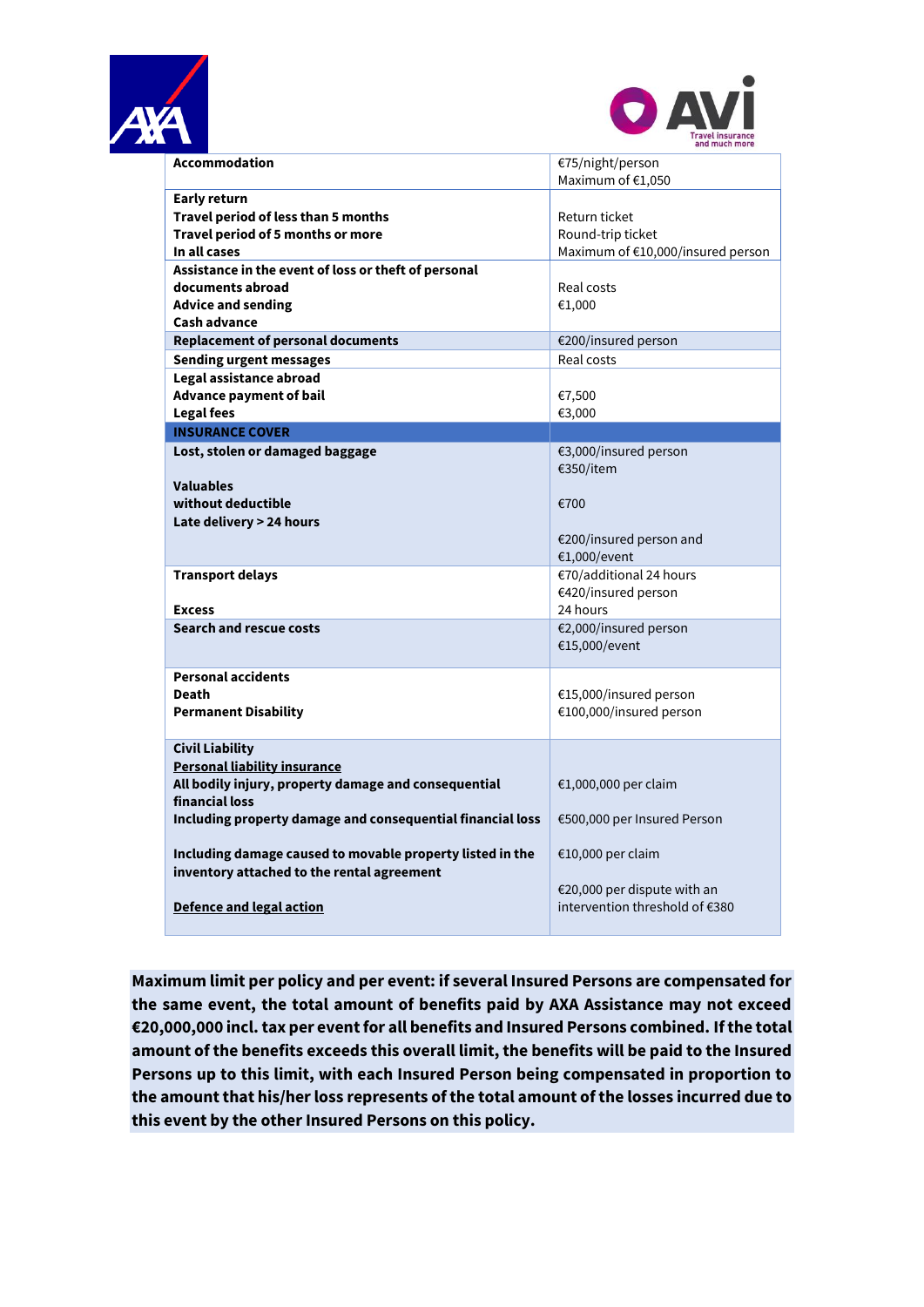| | |
|---|---|
| **Accommodation** | €75/night/person<br>Maximum of €1,050 |
| **Early return**<br>**Travel period of less than 5 months**<br>**Travel period of 5 months or more**<br>**In all cases** | <br>Return ticket<br>Round-trip ticket<br>Maximum of €10,000/insured person |
| **Assistance in the event of loss or theft of personal documents abroad**<br>**Advice and sending**<br>**Cash advance** | <br>Real costs<br>€1,000 |
| **Replacement of personal documents** | €200/insured person |
| **Sending urgent messages** | Real costs |
| **Legal assistance abroad**<br>**Advance payment of bail**<br>**Legal fees** | <br>€7,500<br>€3,000 |
| **INSURANCE COVER** | |
| **Lost, stolen or damaged baggage**<br><br>**Valuables**<br>**without deductible**<br>**Late delivery > 24 hours** | €3,000/insured person<br>€350/item<br><br>€700<br><br>€200/insured person and €1,000/event |
| **Transport delays**<br><br>**Excess** | €70/additional 24 hours<br>€420/insured person<br>24 hours |
| **Search and rescue costs** | €2,000/insured person<br>€15,000/event |
| **Personal accidents**<br>**Death**<br>**Permanent Disability** | <br>€15,000/insured person<br>€100,000/insured person |
| **Civil Liability**<br>**Personal liability insurance**<br>**All bodily injury, property damage and consequential financial loss**<br>**Including property damage and consequential financial loss**<br><br>**Including damage caused to movable property listed in the inventory attached to the rental agreement**<br><br>**Defence and legal action** | <br><br>€1,000,000 per claim<br><br>€500,000 per Insured Person<br><br>€10,000 per claim<br><br>€20,000 per dispute with an intervention threshold of €380 |

**Maximum limit per policy and per event: if several Insured Persons are compensated for the same event, the total amount of benefits paid by AXA Assistance may not exceed €20,000,000 incl. tax per event for all benefits and Insured Persons combined. If the total amount of the benefits exceeds this overall limit, the benefits will be paid to the Insured Persons up to this limit, with each Insured Person being compensated in proportion to the amount that his/her loss represents of the total amount of the losses incurred due to this event by the other Insured Persons on this policy.**